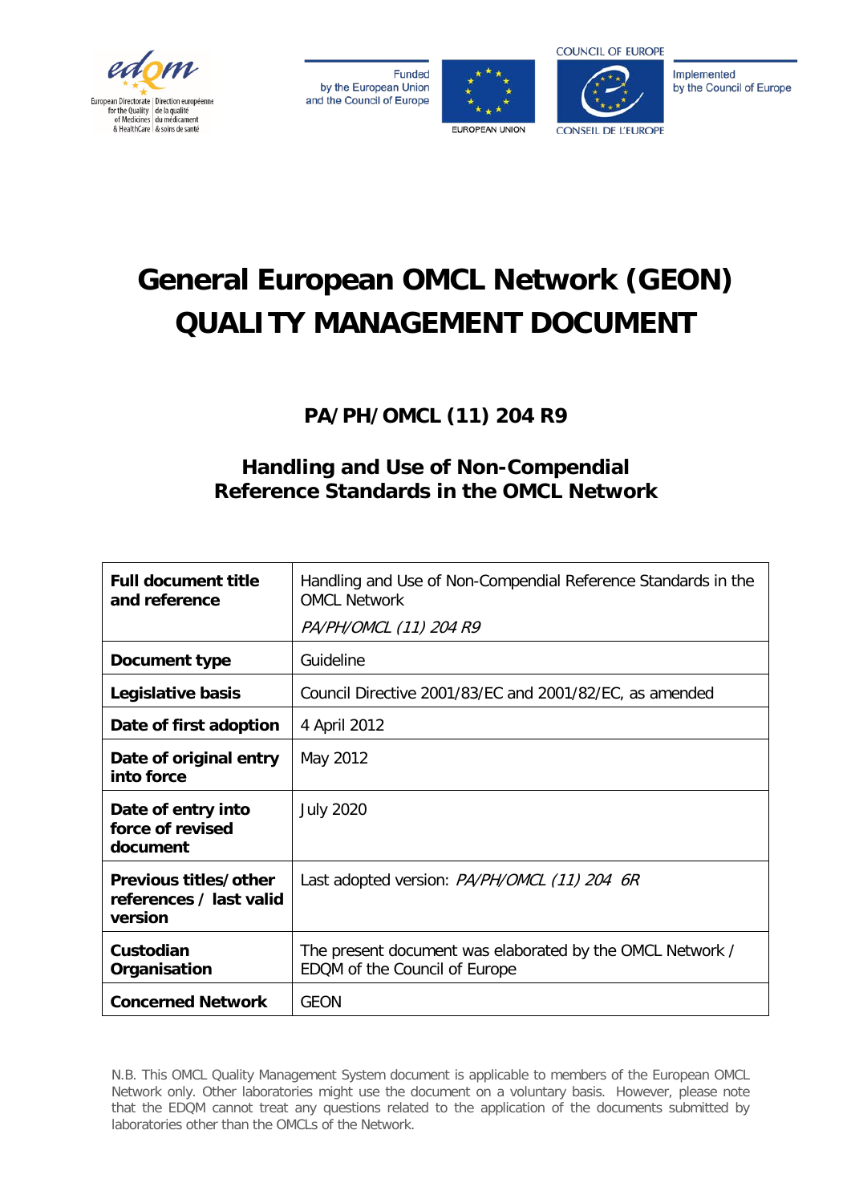Funded by the European Union and the Council of Europe

Implemented by the Council of Europe

# General European OMCL Network (GEON) QUALITY MANAGEMENT DOCUMENT

## PA/PH/OMCL (11) 204 R9

## Handling and Use of Non-Compendial Reference Standards in the OMCL Network

| | |
|---|---|
| **Full document title and reference** | Handling and Use of Non-Compendial Reference Standards in the OMCL Network<br>*PA/PH/OMCL (11) 204 R9* |
| **Document type** | Guideline |
| **Legislative basis** | Council Directive 2001/83/EC and 2001/82/EC, as amended |
| **Date of first adoption** | 4 April 2012 |
| **Date of original entry into force** | May 2012 |
| **Date of entry into force of revised document** | July 2020 |
| **Previous titles/other references / last valid version** | Last adopted version: *PA/PH/OMCL (11) 204 6R* |
| **Custodian Organisation** | The present document was elaborated by the OMCL Network / EDQM of the Council of Europe |
| **Concerned Network** | GEON |

N.B. This OMCL Quality Management System document is applicable to members of the European OMCL Network only. Other laboratories might use the document on a voluntary basis. However, please note that the EDQM cannot treat any questions related to the application of the documents submitted by laboratories other than the OMCLs of the Network.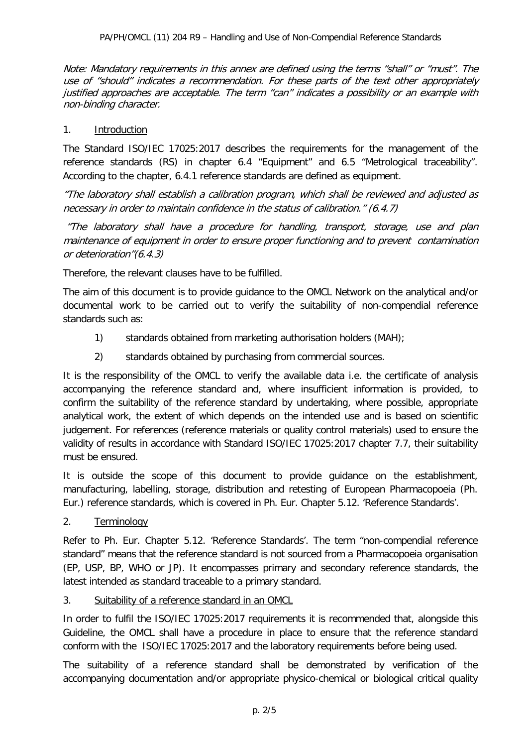*Note: Mandatory requirements in this annex are defined using the terms "shall" or "must". The use of "should" indicates a recommendation. For these parts of the text other appropriately justified approaches are acceptable. The term "can" indicates a possibility or an example with non-binding character.*

## 1. Introduction

The Standard ISO/IEC 17025:2017 describes the requirements for the management of the reference standards (RS) in chapter 6.4 "Equipment" and 6.5 "Metrological traceability". According to the chapter, 6.4.1 reference standards are defined as equipment.

*"The laboratory shall establish a calibration program, which shall be reviewed and adjusted as necessary in order to maintain confidence in the status of calibration." (6.4.7)*

*"The laboratory shall have a procedure for handling, transport, storage, use and plan maintenance of equipment in order to ensure proper functioning and to prevent contamination or deterioration"(6.4.3)*

Therefore, the relevant clauses have to be fulfilled.

The aim of this document is to provide guidance to the OMCL Network on the analytical and/or documental work to be carried out to verify the suitability of non-compendial reference standards such as:

1) standards obtained from marketing authorisation holders (MAH);
2) standards obtained by purchasing from commercial sources.

It is the responsibility of the OMCL to verify the available data i.e. the certificate of analysis accompanying the reference standard and, where insufficient information is provided, to confirm the suitability of the reference standard by undertaking, where possible, appropriate analytical work, the extent of which depends on the intended use and is based on scientific judgement. For references (reference materials or quality control materials) used to ensure the validity of results in accordance with Standard ISO/IEC 17025:2017 chapter 7.7, their suitability must be ensured.

It is outside the scope of this document to provide guidance on the establishment, manufacturing, labelling, storage, distribution and retesting of European Pharmacopoeia (Ph. Eur.) reference standards, which is covered in Ph. Eur. Chapter 5.12. 'Reference Standards'.

## 2. Terminology

Refer to Ph. Eur. Chapter 5.12. 'Reference Standards'. The term "non-compendial reference standard" means that the reference standard is not sourced from a Pharmacopoeia organisation (EP, USP, BP, WHO or JP). It encompasses primary and secondary reference standards, the latest intended as standard traceable to a primary standard.

## 3. Suitability of a reference standard in an OMCL

In order to fulfil the ISO/IEC 17025:2017 requirements it is recommended that, alongside this Guideline, the OMCL shall have a procedure in place to ensure that the reference standard conform with the ISO/IEC 17025:2017 and the laboratory requirements before being used.

The suitability of a reference standard shall be demonstrated by verification of the accompanying documentation and/or appropriate physico-chemical or biological critical quality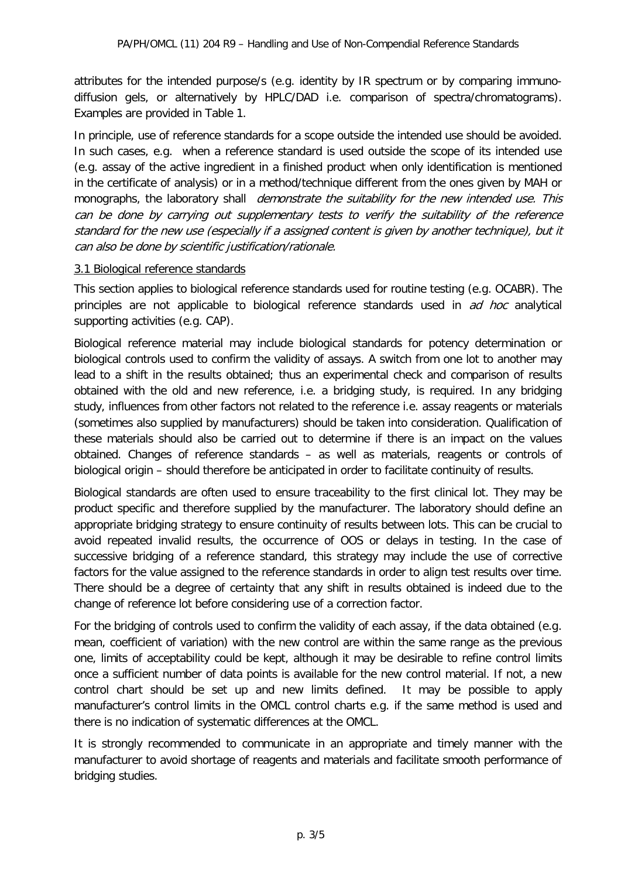attributes for the intended purpose/s (e.g. identity by IR spectrum or by comparing immuno-diffusion gels, or alternatively by HPLC/DAD i.e. comparison of spectra/chromatograms). Examples are provided in Table 1.

In principle, use of reference standards for a scope outside the intended use should be avoided. In such cases, e.g. when a reference standard is used outside the scope of its intended use (e.g. assay of the active ingredient in a finished product when only identification is mentioned in the certificate of analysis) or in a method/technique different from the ones given by MAH or monographs, the laboratory shall *demonstrate the suitability for the new intended use. This can be done by carrying out supplementary tests to verify the suitability of the reference standard for the new use (especially if a assigned content is given by another technique), but it can also be done by scientific justification/rationale.*

### 3.1 Biological reference standards

This section applies to biological reference standards used for routine testing (e.g. OCABR). The principles are not applicable to biological reference standards used in *ad hoc* analytical supporting activities (e.g. CAP).

Biological reference material may include biological standards for potency determination or biological controls used to confirm the validity of assays. A switch from one lot to another may lead to a shift in the results obtained; thus an experimental check and comparison of results obtained with the old and new reference, i.e. a bridging study, is required. In any bridging study, influences from other factors not related to the reference i.e. assay reagents or materials (sometimes also supplied by manufacturers) should be taken into consideration. Qualification of these materials should also be carried out to determine if there is an impact on the values obtained. Changes of reference standards – as well as materials, reagents or controls of biological origin – should therefore be anticipated in order to facilitate continuity of results.

Biological standards are often used to ensure traceability to the first clinical lot. They may be product specific and therefore supplied by the manufacturer. The laboratory should define an appropriate bridging strategy to ensure continuity of results between lots. This can be crucial to avoid repeated invalid results, the occurrence of OOS or delays in testing. In the case of successive bridging of a reference standard, this strategy may include the use of corrective factors for the value assigned to the reference standards in order to align test results over time. There should be a degree of certainty that any shift in results obtained is indeed due to the change of reference lot before considering use of a correction factor.

For the bridging of controls used to confirm the validity of each assay, if the data obtained (e.g. mean, coefficient of variation) with the new control are within the same range as the previous one, limits of acceptability could be kept, although it may be desirable to refine control limits once a sufficient number of data points is available for the new control material. If not, a new control chart should be set up and new limits defined. It may be possible to apply manufacturer's control limits in the OMCL control charts e.g. if the same method is used and there is no indication of systematic differences at the OMCL.

It is strongly recommended to communicate in an appropriate and timely manner with the manufacturer to avoid shortage of reagents and materials and facilitate smooth performance of bridging studies.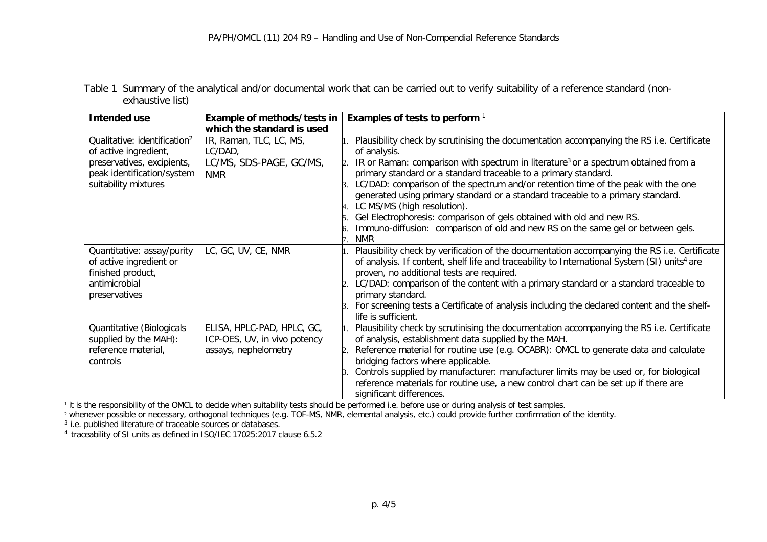Table 1 Summary of the analytical and/or documental work that can be carried out to verify suitability of a reference standard (non-exhaustive list)

| **Intended use** | **Example of methods/tests in which the standard is used** | **Examples of tests to perform** [1] |
|---|---|---|
| Qualitative: identification[2] of active ingredient, preservatives, excipients, peak identification/system suitability mixtures | IR, Raman, TLC, LC, MS, LC/DAD, LC/MS, SDS-PAGE, GC/MS, NMR | 1. Plausibility check by scrutinising the documentation accompanying the RS i.e. Certificate of analysis. 2. IR or Raman: comparison with spectrum in literature[3] or a spectrum obtained from a primary standard or a standard traceable to a primary standard. 3. LC/DAD: comparison of the spectrum and/or retention time of the peak with the one generated using primary standard or a standard traceable to a primary standard. 4. LC MS/MS (high resolution). 5. Gel Electrophoresis: comparison of gels obtained with old and new RS. 6. Immuno-diffusion: comparison of old and new RS on the same gel or between gels. 7. NMR |
| Quantitative: assay/purity of active ingredient or finished product, antimicrobial preservatives | LC, GC, UV, CE, NMR | 1. Plausibility check by verification of the documentation accompanying the RS i.e. Certificate of analysis. If content, shelf life and traceability to International System (SI) units[4] are proven, no additional tests are required. 2. LC/DAD: comparison of the content with a primary standard or a standard traceable to primary standard. 3. For screening tests a Certificate of analysis including the declared content and the shelf-life is sufficient. |
| Quantitative (Biologicals supplied by the MAH): reference material, controls | ELISA, HPLC-PAD, HPLC, GC, ICP-OES, UV, in vivo potency assays, nephelometry | 1. Plausibility check by scrutinising the documentation accompanying the RS i.e. Certificate of analysis, establishment data supplied by the MAH. 2. Reference material for routine use (e.g. OCABR): OMCL to generate data and calculate bridging factors where applicable. 3. Controls supplied by manufacturer: manufacturer limits may be used or, for biological reference materials for routine use, a new control chart can be set up if there are significant differences. |

[1] it is the responsibility of the OMCL to decide when suitability tests should be performed i.e. before use or during analysis of test samples.

[2] whenever possible or necessary, orthogonal techniques (e.g. TOF-MS, NMR, elemental analysis, etc.) could provide further confirmation of the identity.

[3] i.e. published literature of traceable sources or databases.

[4] traceability of SI units as defined in ISO/IEC 17025:2017 clause 6.5.2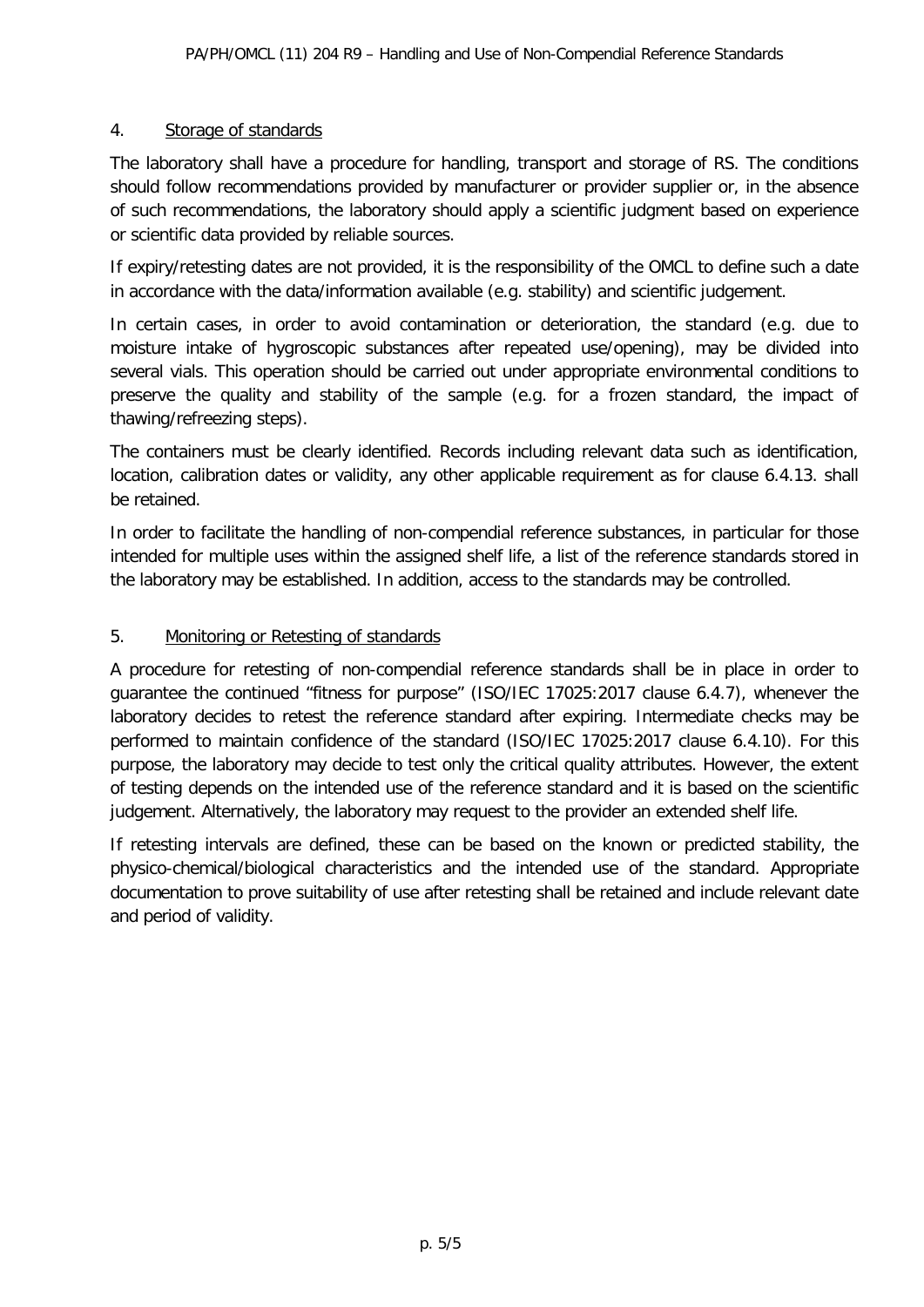## 4. Storage of standards

The laboratory shall have a procedure for handling, transport and storage of RS. The conditions should follow recommendations provided by manufacturer or provider supplier or, in the absence of such recommendations, the laboratory should apply a scientific judgment based on experience or scientific data provided by reliable sources.

If expiry/retesting dates are not provided, it is the responsibility of the OMCL to define such a date in accordance with the data/information available (e.g. stability) and scientific judgement.

In certain cases, in order to avoid contamination or deterioration, the standard (e.g. due to moisture intake of hygroscopic substances after repeated use/opening), may be divided into several vials. This operation should be carried out under appropriate environmental conditions to preserve the quality and stability of the sample (e.g. for a frozen standard, the impact of thawing/refreezing steps).

The containers must be clearly identified. Records including relevant data such as identification, location, calibration dates or validity, any other applicable requirement as for clause 6.4.13. shall be retained.

In order to facilitate the handling of non-compendial reference substances, in particular for those intended for multiple uses within the assigned shelf life, a list of the reference standards stored in the laboratory may be established. In addition, access to the standards may be controlled.

## 5. Monitoring or Retesting of standards

A procedure for retesting of non-compendial reference standards shall be in place in order to guarantee the continued "fitness for purpose" (ISO/IEC 17025:2017 clause 6.4.7), whenever the laboratory decides to retest the reference standard after expiring. Intermediate checks may be performed to maintain confidence of the standard (ISO/IEC 17025:2017 clause 6.4.10). For this purpose, the laboratory may decide to test only the critical quality attributes. However, the extent of testing depends on the intended use of the reference standard and it is based on the scientific judgement. Alternatively, the laboratory may request to the provider an extended shelf life.

If retesting intervals are defined, these can be based on the known or predicted stability, the physico-chemical/biological characteristics and the intended use of the standard. Appropriate documentation to prove suitability of use after retesting shall be retained and include relevant date and period of validity.